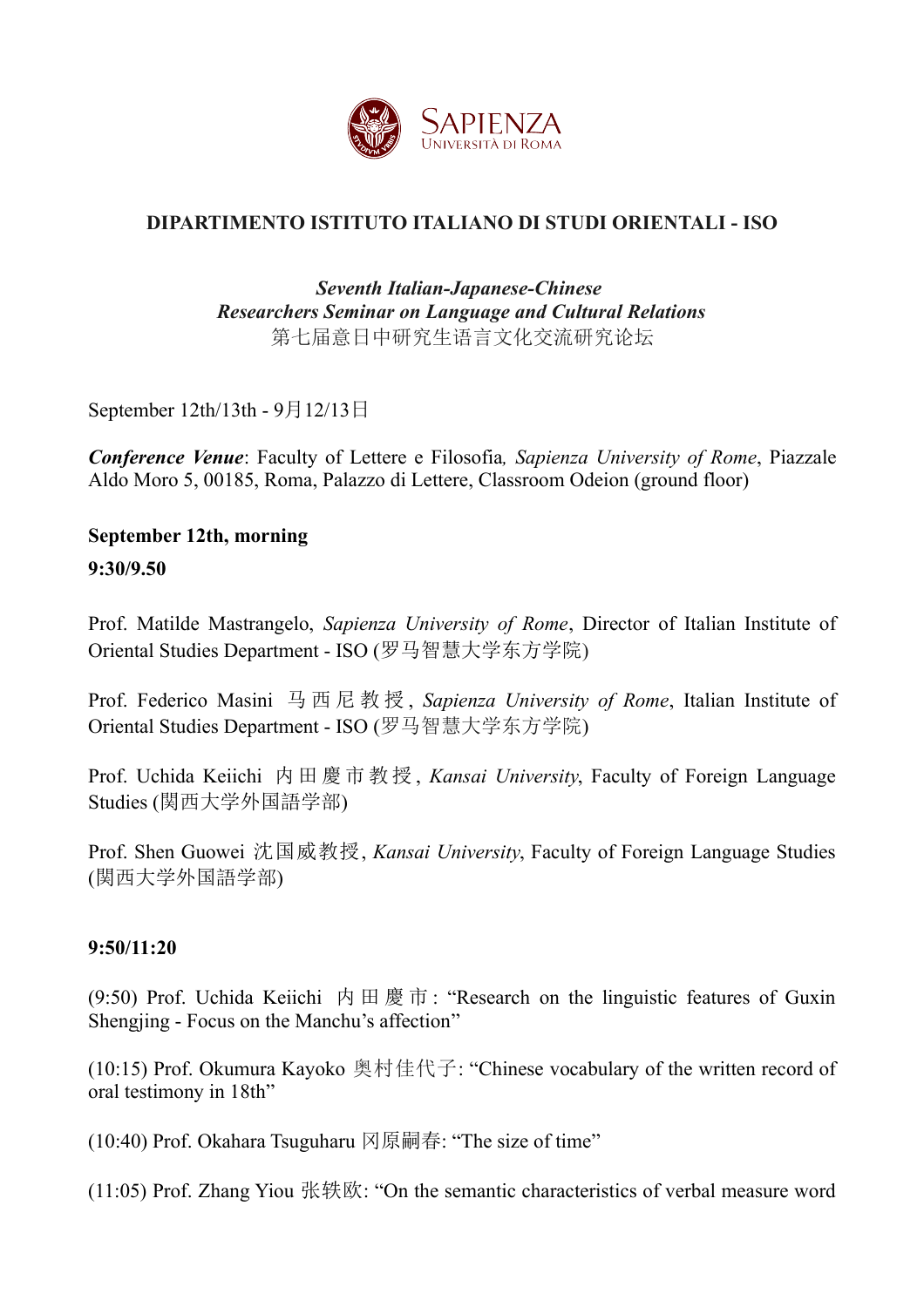SAPIENZA
UNIVERSITÀ DI ROMA

**DIPARTIMENTO ISTITUTO ITALIANO DI STUDI ORIENTALI - ISO**

***Seventh Italian-Japanese-Chinese***
***Researchers Seminar on Language and Cultural Relations***
第七届意日中研究生语言文化交流研究论坛

September 12th/13th - 9月12/13日

***Conference Venue***: Faculty of Lettere e Filosofia*, Sapienza University of Rome*, Piazzale Aldo Moro 5, 00185, Roma, Palazzo di Lettere, Classroom Odeion (ground floor)

**September 12th, morning**

**9:30/9.50**

Prof. Matilde Mastrangelo, *Sapienza University of Rome*, Director of Italian Institute of Oriental Studies Department - ISO (罗马智慧大学东方学院)

Prof. Federico Masini 马西尼教授, *Sapienza University of Rome*, Italian Institute of Oriental Studies Department - ISO (罗马智慧大学东方学院)

Prof. Uchida Keiichi 内田慶市教授, *Kansai University*, Faculty of Foreign Language Studies (関西大学外国語学部)

Prof. Shen Guowei 沈国威教授, *Kansai University*, Faculty of Foreign Language Studies (関西大学外国語学部)

**9:50/11:20**

(9:50) Prof. Uchida Keiichi 内田慶市: "Research on the linguistic features of Guxin Shengjing - Focus on the Manchu's affection"

(10:15) Prof. Okumura Kayoko 奥村佳代子: "Chinese vocabulary of the written record of oral testimony in 18th"

(10:40) Prof. Okahara Tsuguharu 冈原嗣春: "The size of time"

(11:05) Prof. Zhang Yiou 张轶欧: "On the semantic characteristics of verbal measure word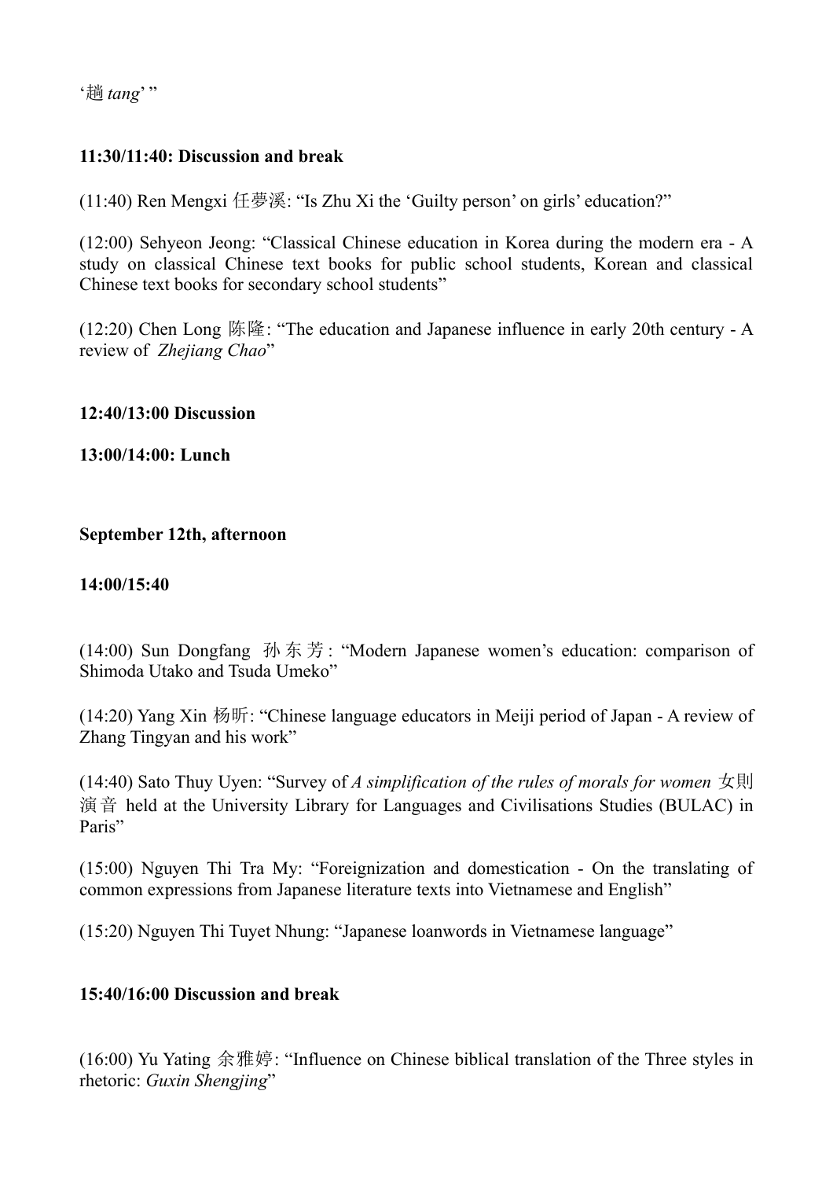'趟 *tang*' "

**11:30/11:40: Discussion and break**

(11:40) Ren Mengxi 任夢溪: "Is Zhu Xi the 'Guilty person' on girls' education?"

(12:00) Sehyeon Jeong: "Classical Chinese education in Korea during the modern era - A study on classical Chinese text books for public school students, Korean and classical Chinese text books for secondary school students"

(12:20) Chen Long 陈隆: "The education and Japanese influence in early 20th century - A review of *Zhejiang Chao*"

**12:40/13:00 Discussion**

**13:00/14:00: Lunch**

**September 12th, afternoon**

**14:00/15:40**

(14:00) Sun Dongfang 孙东芳: "Modern Japanese women's education: comparison of Shimoda Utako and Tsuda Umeko"

(14:20) Yang Xin 杨昕: "Chinese language educators in Meiji period of Japan - A review of Zhang Tingyan and his work"

(14:40) Sato Thuy Uyen: "Survey of *A simplification of the rules of morals for women* 女則演音 held at the University Library for Languages and Civilisations Studies (BULAC) in Paris"

(15:00) Nguyen Thi Tra My: "Foreignization and domestication - On the translating of common expressions from Japanese literature texts into Vietnamese and English"

(15:20) Nguyen Thi Tuyet Nhung: "Japanese loanwords in Vietnamese language"

**15:40/16:00 Discussion and break**

(16:00) Yu Yating 余雅婷: "Influence on Chinese biblical translation of the Three styles in rhetoric: *Guxin Shengjing*"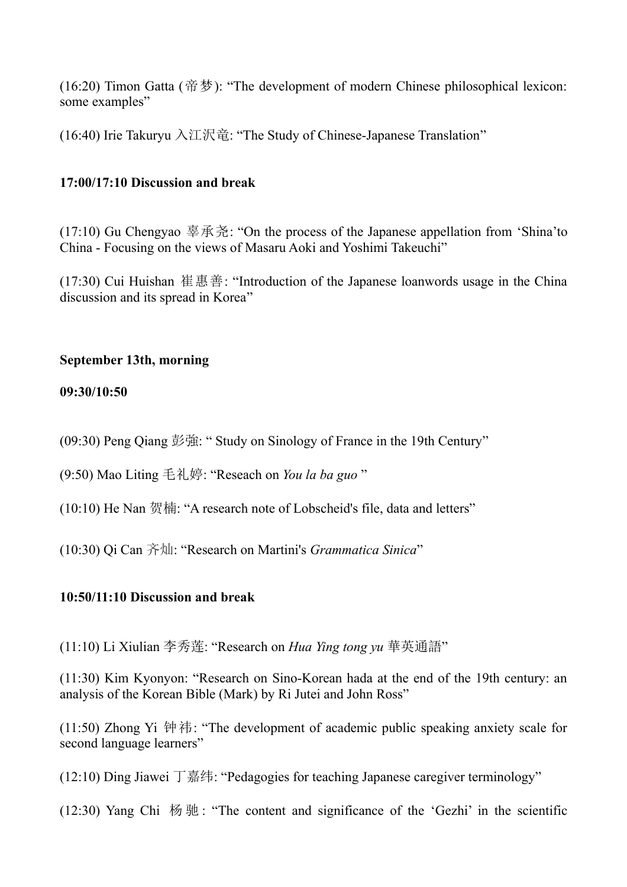(16:20) Timon Gatta (帝梦): “The development of modern Chinese philosophical lexicon: some examples”

(16:40) Irie Takuryu 入江沢竜: “The Study of Chinese-Japanese Translation”

**17:00/17:10 Discussion and break**

(17:10) Gu Chengyao 辜承尧: “On the process of the Japanese appellation from ‘Shina’to China - Focusing on the views of Masaru Aoki and Yoshimi Takeuchi”

(17:30) Cui Huishan 崔惠善: “Introduction of the Japanese loanwords usage in the China discussion and its spread in Korea”

**September 13th, morning**

**09:30/10:50**

(09:30) Peng Qiang 彭強: “ Study on Sinology of France in the 19th Century”

(9:50) Mao Liting 毛礼婷: “Reseach on *You la ba guo* ”

(10:10) He Nan 贺楠: “A research note of Lobscheid's file, data and letters”

(10:30) Qi Can 齐灿: “Research on Martini's *Grammatica Sinica*”

**10:50/11:10 Discussion and break**

(11:10) Li Xiulian 李秀莲: “Research on *Hua Ying tong yu* 華英通語”

(11:30) Kim Kyonyon: “Research on Sino-Korean hada at the end of the 19th century: an analysis of the Korean Bible (Mark) by Ri Jutei and John Ross”

(11:50) Zhong Yi 钟祎: “The development of academic public speaking anxiety scale for second language learners”

(12:10) Ding Jiawei 丁嘉纬: “Pedagogies for teaching Japanese caregiver terminology”

(12:30) Yang Chi 杨驰: “The content and significance of the ‘Gezhi’ in the scientific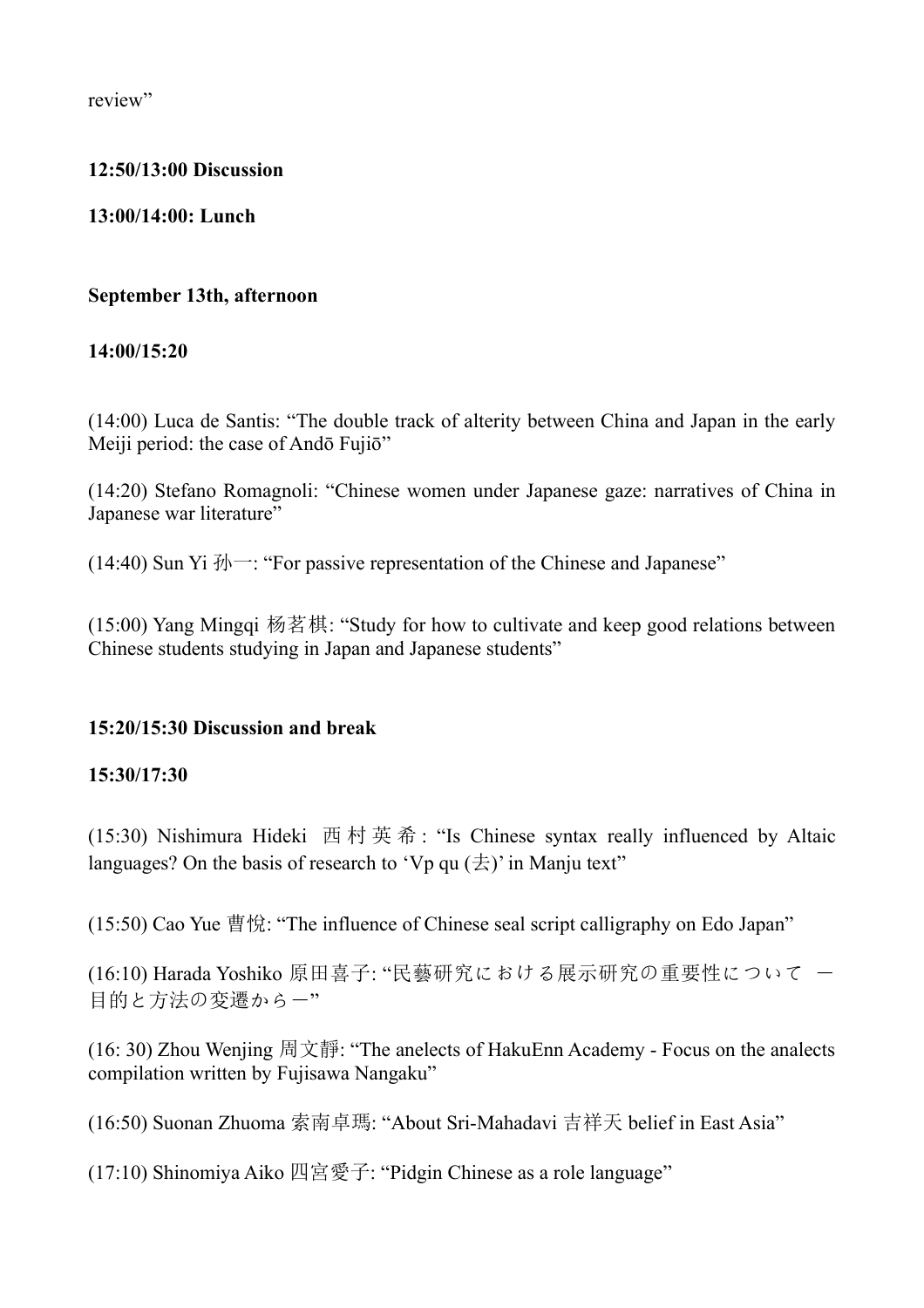review”

**12:50/13:00 Discussion**

**13:00/14:00: Lunch**

**September 13th, afternoon**

**14:00/15:20**

(14:00) Luca de Santis: “The double track of alterity between China and Japan in the early Meiji period: the case of Andō Fujiō”

(14:20) Stefano Romagnoli: “Chinese women under Japanese gaze: narratives of China in Japanese war literature”

(14:40) Sun Yi 孙一: “For passive representation of the Chinese and Japanese”

(15:00) Yang Mingqi 杨茗棋: “Study for how to cultivate and keep good relations between Chinese students studying in Japan and Japanese students”

**15:20/15:30 Discussion and break**

**15:30/17:30**

(15:30) Nishimura Hideki 西村英希: “Is Chinese syntax really influenced by Altaic languages? On the basis of research to ‘Vp qu (去)’ in Manju text”

(15:50) Cao Yue 曹悦: “The influence of Chinese seal script calligraphy on Edo Japan”

(16:10) Harada Yoshiko 原田喜子: “民藝研究における展示研究の重要性について ー目的と方法の変遷からー”

(16: 30) Zhou Wenjing 周文静: “The anelects of HakuEnn Academy - Focus on the analects compilation written by Fujisawa Nangaku”

(16:50) Suonan Zhuoma 索南卓瑪: “About Sri-Mahadavi 吉祥天 belief in East Asia”

(17:10) Shinomiya Aiko 四宮愛子: “Pidgin Chinese as a role language”